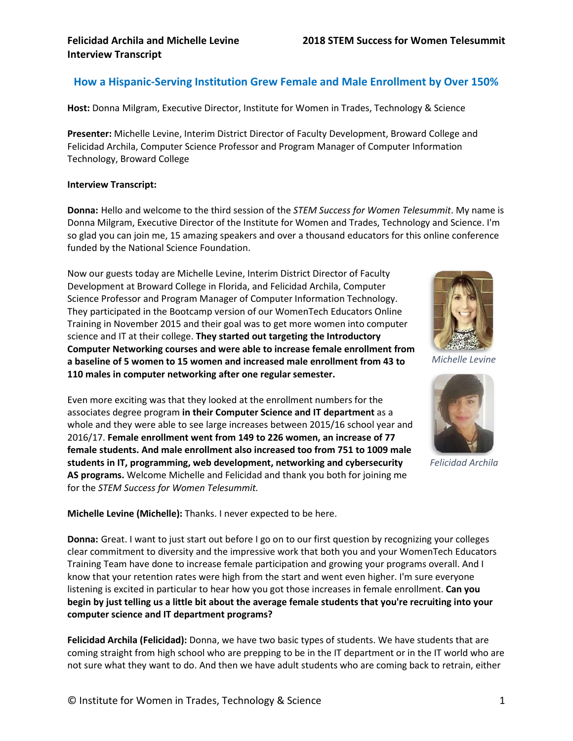**Felicidad Archila and Michelle Levine Interview Transcript**

**2018 STEM Success for Women Telesummit**

## How a Hispanic-Serving Institution Grew Female and Male Enrollment by Over 150%

**Host:** Donna Milgram, Executive Director, Institute for Women in Trades, Technology & Science

**Presenter:** Michelle Levine, Interim District Director of Faculty Development, Broward College and Felicidad Archila, Computer Science Professor and Program Manager of Computer Information Technology, Broward College

**Interview Transcript:**

**Donna:** Hello and welcome to the third session of the *STEM Success for Women Telesummit*. My name is Donna Milgram, Executive Director of the Institute for Women and Trades, Technology and Science. I'm so glad you can join me, 15 amazing speakers and over a thousand educators for this online conference funded by the National Science Foundation.

Now our guests today are Michelle Levine, Interim District Director of Faculty Development at Broward College in Florida, and Felicidad Archila, Computer Science Professor and Program Manager of Computer Information Technology. They participated in the Bootcamp version of our WomenTech Educators Online Training in November 2015 and their goal was to get more women into computer science and IT at their college. **They started out targeting the Introductory Computer Networking courses and were able to increase female enrollment from a baseline of 5 women to 15 women and increased male enrollment from 43 to 110 males in computer networking after one regular semester.**

*Michelle Levine*

Even more exciting was that they looked at the enrollment numbers for the associates degree program **in their Computer Science and IT department** as a whole and they were able to see large increases between 2015/16 school year and 2016/17. **Female enrollment went from 149 to 226 women, an increase of 77 female students. And male enrollment also increased too from 751 to 1009 male students in IT, programming, web development, networking and cybersecurity AS programs.** Welcome Michelle and Felicidad and thank you both for joining me for the *STEM Success for Women Telesummit.*

*Felicidad Archila*

**Michelle Levine (Michelle):** Thanks. I never expected to be here.

**Donna:** Great. I want to just start out before I go on to our first question by recognizing your colleges clear commitment to diversity and the impressive work that both you and your WomenTech Educators Training Team have done to increase female participation and growing your programs overall. And I know that your retention rates were high from the start and went even higher. I'm sure everyone listening is excited in particular to hear how you got those increases in female enrollment. **Can you begin by just telling us a little bit about the average female students that you're recruiting into your computer science and IT department programs?**

**Felicidad Archila (Felicidad):** Donna, we have two basic types of students. We have students that are coming straight from high school who are prepping to be in the IT department or in the IT world who are not sure what they want to do. And then we have adult students who are coming back to retrain, either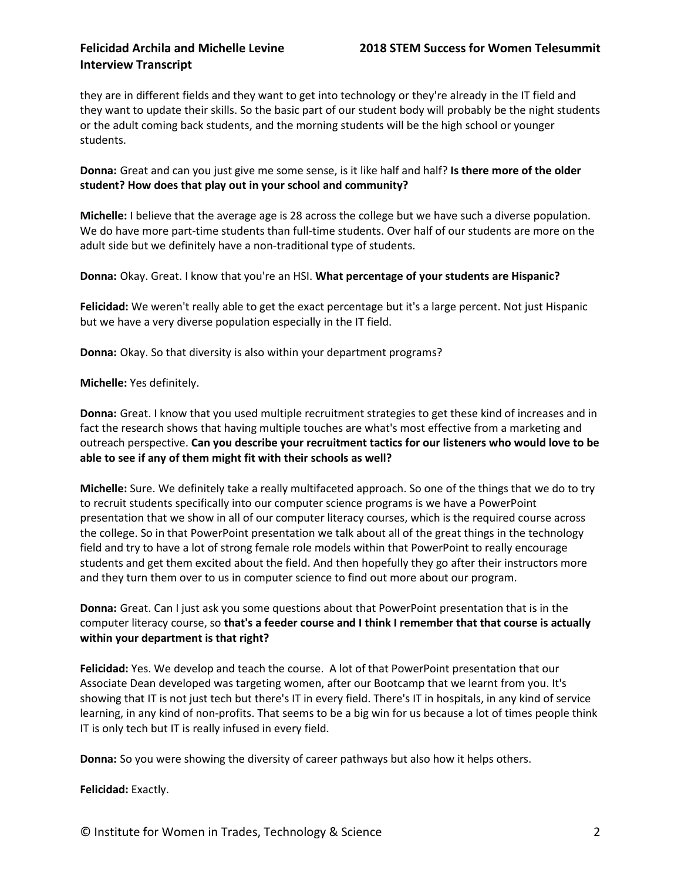they are in different fields and they want to get into technology or they're already in the IT field and they want to update their skills. So the basic part of our student body will probably be the night students or the adult coming back students, and the morning students will be the high school or younger students.

**Donna:** Great and can you just give me some sense, is it like half and half? **Is there more of the older student? How does that play out in your school and community?**

**Michelle:** I believe that the average age is 28 across the college but we have such a diverse population. We do have more part-time students than full-time students. Over half of our students are more on the adult side but we definitely have a non-traditional type of students.

**Donna:** Okay. Great. I know that you're an HSI. **What percentage of your students are Hispanic?**

**Felicidad:** We weren't really able to get the exact percentage but it's a large percent. Not just Hispanic but we have a very diverse population especially in the IT field.

**Donna:** Okay. So that diversity is also within your department programs?

**Michelle:** Yes definitely.

**Donna:** Great. I know that you used multiple recruitment strategies to get these kind of increases and in fact the research shows that having multiple touches are what's most effective from a marketing and outreach perspective. **Can you describe your recruitment tactics for our listeners who would love to be able to see if any of them might fit with their schools as well?**

**Michelle:** Sure. We definitely take a really multifaceted approach. So one of the things that we do to try to recruit students specifically into our computer science programs is we have a PowerPoint presentation that we show in all of our computer literacy courses, which is the required course across the college. So in that PowerPoint presentation we talk about all of the great things in the technology field and try to have a lot of strong female role models within that PowerPoint to really encourage students and get them excited about the field. And then hopefully they go after their instructors more and they turn them over to us in computer science to find out more about our program.

**Donna:** Great. Can I just ask you some questions about that PowerPoint presentation that is in the computer literacy course, so **that's a feeder course and I think I remember that that course is actually within your department is that right?**

**Felicidad:** Yes. We develop and teach the course. A lot of that PowerPoint presentation that our Associate Dean developed was targeting women, after our Bootcamp that we learnt from you. It's showing that IT is not just tech but there's IT in every field. There's IT in hospitals, in any kind of service learning, in any kind of non-profits. That seems to be a big win for us because a lot of times people think IT is only tech but IT is really infused in every field.

**Donna:** So you were showing the diversity of career pathways but also how it helps others.

**Felicidad:** Exactly.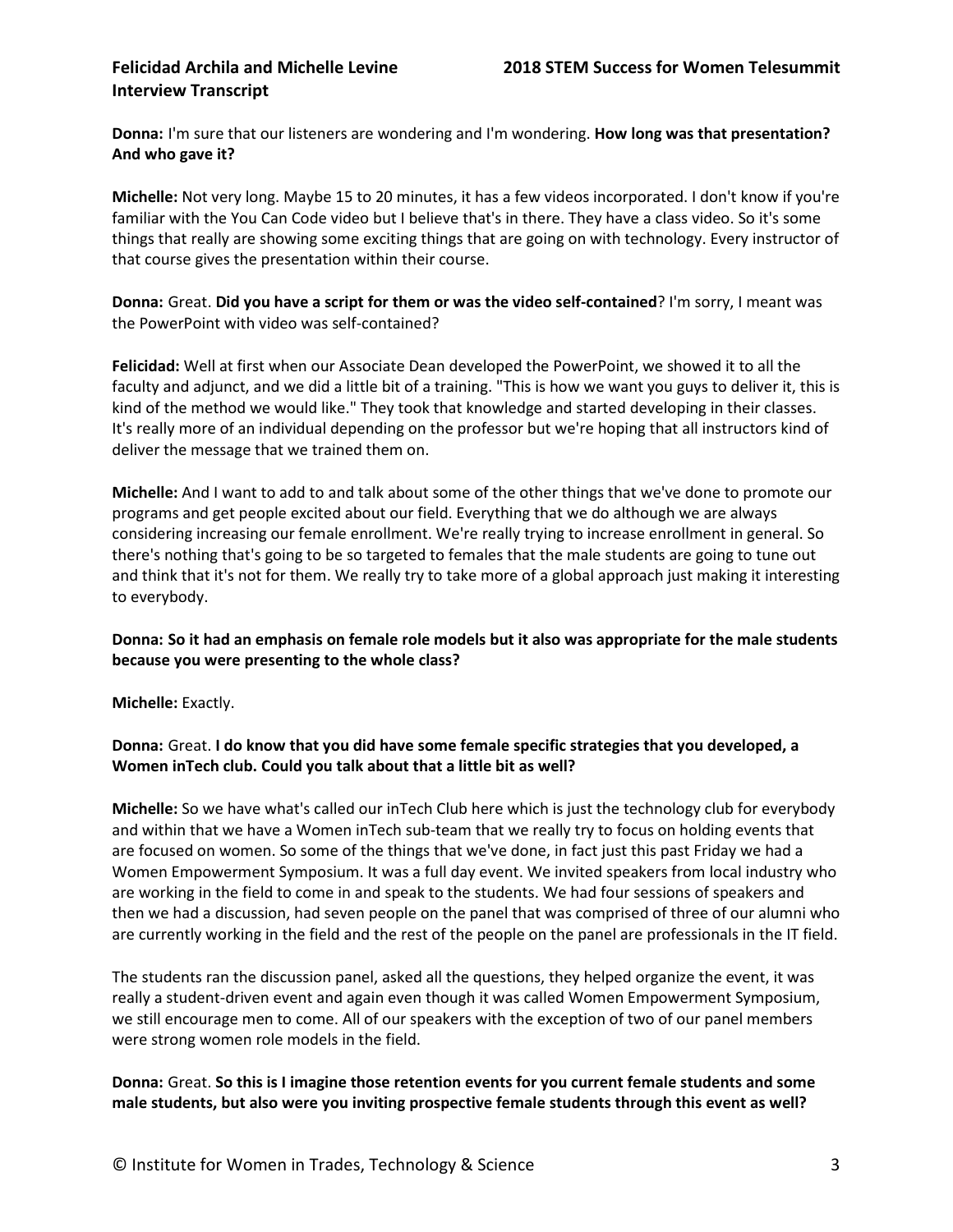**Donna:** I'm sure that our listeners are wondering and I'm wondering. **How long was that presentation? And who gave it?**

**Michelle:** Not very long. Maybe 15 to 20 minutes, it has a few videos incorporated. I don't know if you're familiar with the You Can Code video but I believe that's in there. They have a class video. So it's some things that really are showing some exciting things that are going on with technology. Every instructor of that course gives the presentation within their course.

**Donna:** Great. **Did you have a script for them or was the video self-contained**? I'm sorry, I meant was the PowerPoint with video was self-contained?

**Felicidad:** Well at first when our Associate Dean developed the PowerPoint, we showed it to all the faculty and adjunct, and we did a little bit of a training. "This is how we want you guys to deliver it, this is kind of the method we would like." They took that knowledge and started developing in their classes. It's really more of an individual depending on the professor but we're hoping that all instructors kind of deliver the message that we trained them on.

**Michelle:** And I want to add to and talk about some of the other things that we've done to promote our programs and get people excited about our field. Everything that we do although we are always considering increasing our female enrollment. We're really trying to increase enrollment in general. So there's nothing that's going to be so targeted to females that the male students are going to tune out and think that it's not for them. We really try to take more of a global approach just making it interesting to everybody.

**Donna: So it had an emphasis on female role models but it also was appropriate for the male students because you were presenting to the whole class?**

**Michelle:** Exactly.

**Donna:** Great. **I do know that you did have some female specific strategies that you developed, a Women inTech club. Could you talk about that a little bit as well?**

**Michelle:** So we have what's called our inTech Club here which is just the technology club for everybody and within that we have a Women inTech sub-team that we really try to focus on holding events that are focused on women. So some of the things that we've done, in fact just this past Friday we had a Women Empowerment Symposium. It was a full day event. We invited speakers from local industry who are working in the field to come in and speak to the students. We had four sessions of speakers and then we had a discussion, had seven people on the panel that was comprised of three of our alumni who are currently working in the field and the rest of the people on the panel are professionals in the IT field.

The students ran the discussion panel, asked all the questions, they helped organize the event, it was really a student-driven event and again even though it was called Women Empowerment Symposium, we still encourage men to come. All of our speakers with the exception of two of our panel members were strong women role models in the field.

**Donna:** Great. **So this is I imagine those retention events for you current female students and some male students, but also were you inviting prospective female students through this event as well?**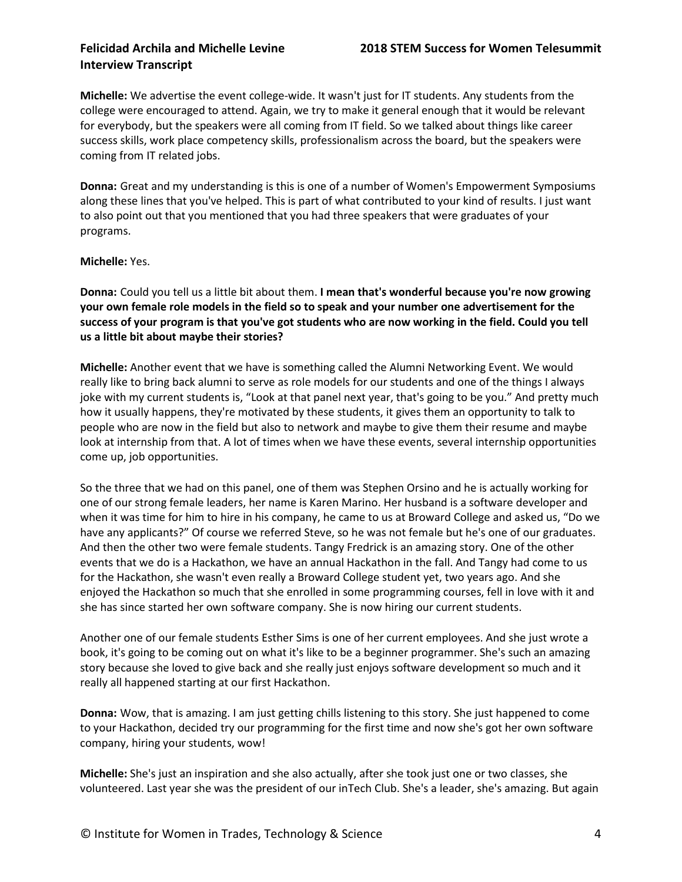**Michelle:** We advertise the event college-wide. It wasn't just for IT students. Any students from the college were encouraged to attend. Again, we try to make it general enough that it would be relevant for everybody, but the speakers were all coming from IT field. So we talked about things like career success skills, work place competency skills, professionalism across the board, but the speakers were coming from IT related jobs.

**Donna:** Great and my understanding is this is one of a number of Women's Empowerment Symposiums along these lines that you've helped. This is part of what contributed to your kind of results. I just want to also point out that you mentioned that you had three speakers that were graduates of your programs.

**Michelle:** Yes.

**Donna:** Could you tell us a little bit about them. **I mean that's wonderful because you're now growing your own female role models in the field so to speak and your number one advertisement for the success of your program is that you've got students who are now working in the field. Could you tell us a little bit about maybe their stories?**

**Michelle:** Another event that we have is something called the Alumni Networking Event. We would really like to bring back alumni to serve as role models for our students and one of the things I always joke with my current students is, "Look at that panel next year, that's going to be you." And pretty much how it usually happens, they're motivated by these students, it gives them an opportunity to talk to people who are now in the field but also to network and maybe to give them their resume and maybe look at internship from that. A lot of times when we have these events, several internship opportunities come up, job opportunities.

So the three that we had on this panel, one of them was Stephen Orsino and he is actually working for one of our strong female leaders, her name is Karen Marino. Her husband is a software developer and when it was time for him to hire in his company, he came to us at Broward College and asked us, "Do we have any applicants?" Of course we referred Steve, so he was not female but he's one of our graduates. And then the other two were female students. Tangy Fredrick is an amazing story. One of the other events that we do is a Hackathon, we have an annual Hackathon in the fall. And Tangy had come to us for the Hackathon, she wasn't even really a Broward College student yet, two years ago. And she enjoyed the Hackathon so much that she enrolled in some programming courses, fell in love with it and she has since started her own software company. She is now hiring our current students.

Another one of our female students Esther Sims is one of her current employees. And she just wrote a book, it's going to be coming out on what it's like to be a beginner programmer. She's such an amazing story because she loved to give back and she really just enjoys software development so much and it really all happened starting at our first Hackathon.

**Donna:** Wow, that is amazing. I am just getting chills listening to this story. She just happened to come to your Hackathon, decided try our programming for the first time and now she's got her own software company, hiring your students, wow!

**Michelle:** She's just an inspiration and she also actually, after she took just one or two classes, she volunteered. Last year she was the president of our inTech Club. She's a leader, she's amazing. But again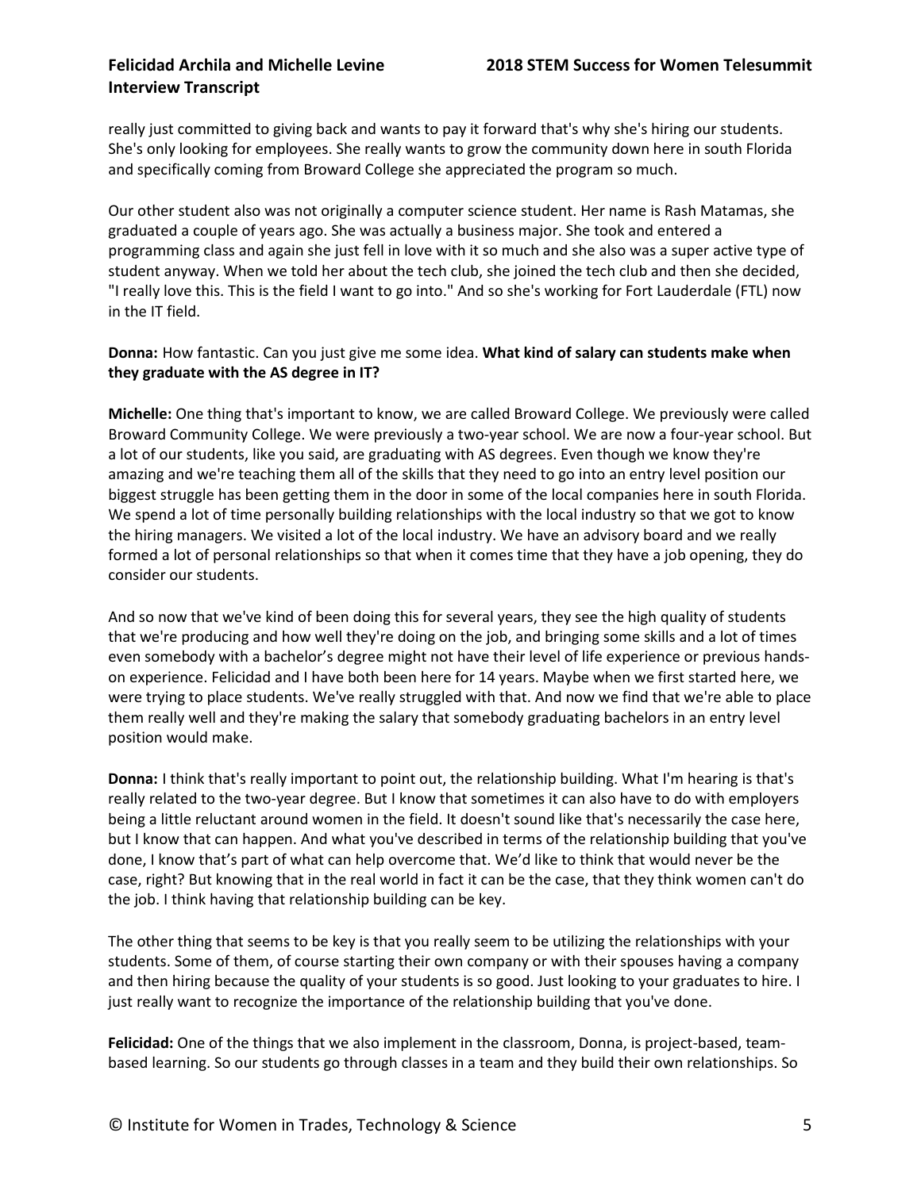really just committed to giving back and wants to pay it forward that's why she's hiring our students. She's only looking for employees. She really wants to grow the community down here in south Florida and specifically coming from Broward College she appreciated the program so much.

Our other student also was not originally a computer science student. Her name is Rash Matamas, she graduated a couple of years ago. She was actually a business major. She took and entered a programming class and again she just fell in love with it so much and she also was a super active type of student anyway. When we told her about the tech club, she joined the tech club and then she decided, "I really love this. This is the field I want to go into." And so she's working for Fort Lauderdale (FTL) now in the IT field.

**Donna:** How fantastic. Can you just give me some idea. **What kind of salary can students make when they graduate with the AS degree in IT?**

**Michelle:** One thing that's important to know, we are called Broward College. We previously were called Broward Community College. We were previously a two-year school. We are now a four-year school. But a lot of our students, like you said, are graduating with AS degrees. Even though we know they're amazing and we're teaching them all of the skills that they need to go into an entry level position our biggest struggle has been getting them in the door in some of the local companies here in south Florida. We spend a lot of time personally building relationships with the local industry so that we got to know the hiring managers. We visited a lot of the local industry. We have an advisory board and we really formed a lot of personal relationships so that when it comes time that they have a job opening, they do consider our students.

And so now that we've kind of been doing this for several years, they see the high quality of students that we're producing and how well they're doing on the job, and bringing some skills and a lot of times even somebody with a bachelor's degree might not have their level of life experience or previous hands-on experience. Felicidad and I have both been here for 14 years. Maybe when we first started here, we were trying to place students. We've really struggled with that. And now we find that we're able to place them really well and they're making the salary that somebody graduating bachelors in an entry level position would make.

**Donna:** I think that's really important to point out, the relationship building. What I'm hearing is that's really related to the two-year degree. But I know that sometimes it can also have to do with employers being a little reluctant around women in the field. It doesn't sound like that's necessarily the case here, but I know that can happen. And what you've described in terms of the relationship building that you've done, I know that's part of what can help overcome that. We'd like to think that would never be the case, right? But knowing that in the real world in fact it can be the case, that they think women can't do the job. I think having that relationship building can be key.

The other thing that seems to be key is that you really seem to be utilizing the relationships with your students. Some of them, of course starting their own company or with their spouses having a company and then hiring because the quality of your students is so good. Just looking to your graduates to hire. I just really want to recognize the importance of the relationship building that you've done.

**Felicidad:** One of the things that we also implement in the classroom, Donna, is project-based, team-based learning. So our students go through classes in a team and they build their own relationships. So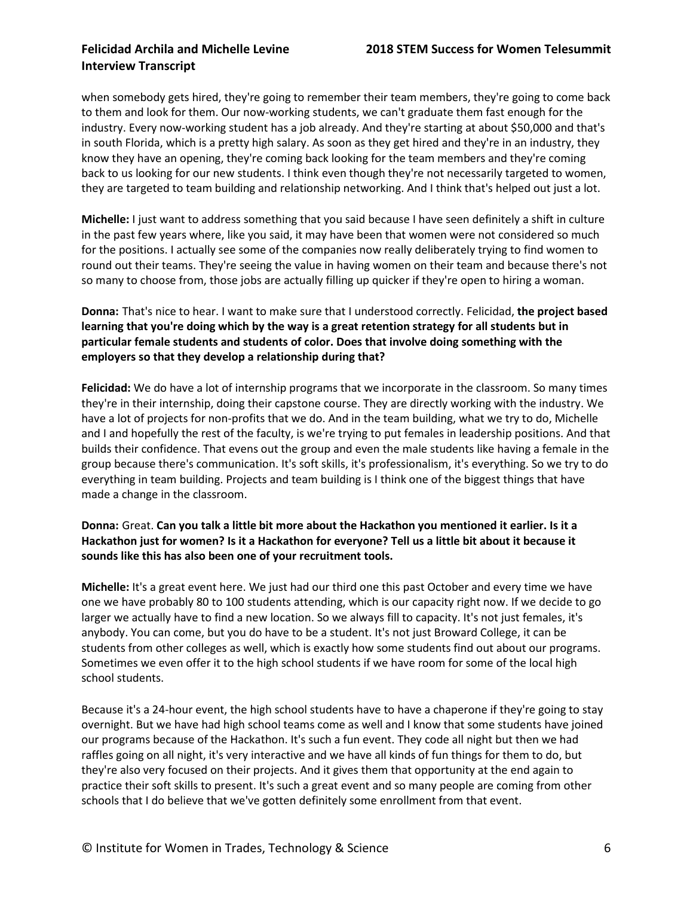when somebody gets hired, they're going to remember their team members, they're going to come back to them and look for them. Our now-working students, we can't graduate them fast enough for the industry. Every now-working student has a job already. And they're starting at about $50,000 and that's in south Florida, which is a pretty high salary. As soon as they get hired and they're in an industry, they know they have an opening, they're coming back looking for the team members and they're coming back to us looking for our new students. I think even though they're not necessarily targeted to women, they are targeted to team building and relationship networking. And I think that's helped out just a lot.

**Michelle:** I just want to address something that you said because I have seen definitely a shift in culture in the past few years where, like you said, it may have been that women were not considered so much for the positions. I actually see some of the companies now really deliberately trying to find women to round out their teams. They're seeing the value in having women on their team and because there's not so many to choose from, those jobs are actually filling up quicker if they're open to hiring a woman.

**Donna:** That's nice to hear. I want to make sure that I understood correctly. Felicidad, **the project based learning that you're doing which by the way is a great retention strategy for all students but in particular female students and students of color. Does that involve doing something with the employers so that they develop a relationship during that?**

**Felicidad:** We do have a lot of internship programs that we incorporate in the classroom. So many times they're in their internship, doing their capstone course. They are directly working with the industry. We have a lot of projects for non-profits that we do. And in the team building, what we try to do, Michelle and I and hopefully the rest of the faculty, is we're trying to put females in leadership positions. And that builds their confidence. That evens out the group and even the male students like having a female in the group because there's communication. It's soft skills, it's professionalism, it's everything. So we try to do everything in team building. Projects and team building is I think one of the biggest things that have made a change in the classroom.

**Donna:** Great. **Can you talk a little bit more about the Hackathon you mentioned it earlier. Is it a Hackathon just for women? Is it a Hackathon for everyone? Tell us a little bit about it because it sounds like this has also been one of your recruitment tools.**

**Michelle:** It's a great event here. We just had our third one this past October and every time we have one we have probably 80 to 100 students attending, which is our capacity right now. If we decide to go larger we actually have to find a new location. So we always fill to capacity. It's not just females, it's anybody. You can come, but you do have to be a student. It's not just Broward College, it can be students from other colleges as well, which is exactly how some students find out about our programs. Sometimes we even offer it to the high school students if we have room for some of the local high school students.

Because it's a 24-hour event, the high school students have to have a chaperone if they're going to stay overnight. But we have had high school teams come as well and I know that some students have joined our programs because of the Hackathon. It's such a fun event. They code all night but then we had raffles going on all night, it's very interactive and we have all kinds of fun things for them to do, but they're also very focused on their projects. And it gives them that opportunity at the end again to practice their soft skills to present. It's such a great event and so many people are coming from other schools that I do believe that we've gotten definitely some enrollment from that event.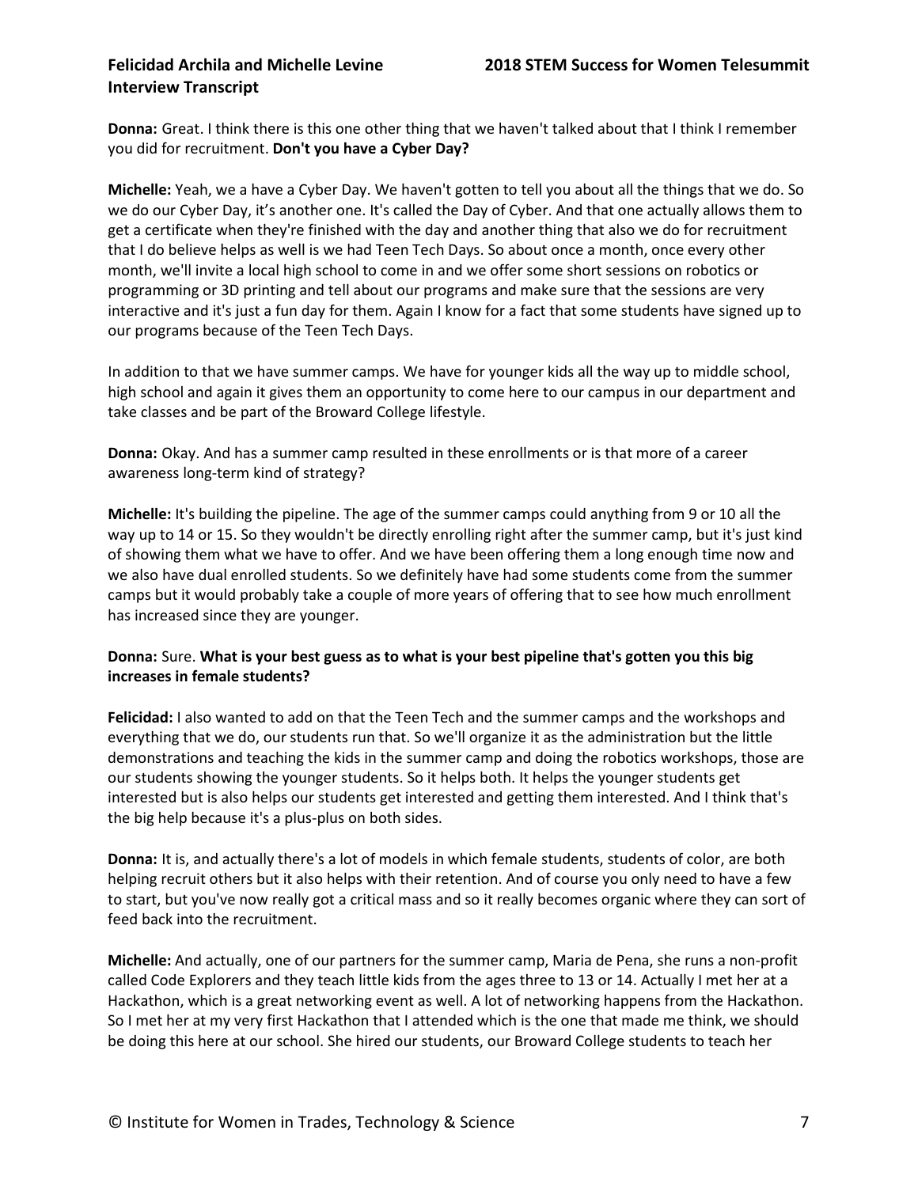**Donna:** Great. I think there is this one other thing that we haven't talked about that I think I remember you did for recruitment. **Don't you have a Cyber Day?**

**Michelle:** Yeah, we a have a Cyber Day. We haven't gotten to tell you about all the things that we do. So we do our Cyber Day, it's another one. It's called the Day of Cyber. And that one actually allows them to get a certificate when they're finished with the day and another thing that also we do for recruitment that I do believe helps as well is we had Teen Tech Days. So about once a month, once every other month, we'll invite a local high school to come in and we offer some short sessions on robotics or programming or 3D printing and tell about our programs and make sure that the sessions are very interactive and it's just a fun day for them. Again I know for a fact that some students have signed up to our programs because of the Teen Tech Days.

In addition to that we have summer camps. We have for younger kids all the way up to middle school, high school and again it gives them an opportunity to come here to our campus in our department and take classes and be part of the Broward College lifestyle.

**Donna:** Okay. And has a summer camp resulted in these enrollments or is that more of a career awareness long-term kind of strategy?

**Michelle:** It's building the pipeline. The age of the summer camps could anything from 9 or 10 all the way up to 14 or 15. So they wouldn't be directly enrolling right after the summer camp, but it's just kind of showing them what we have to offer. And we have been offering them a long enough time now and we also have dual enrolled students. So we definitely have had some students come from the summer camps but it would probably take a couple of more years of offering that to see how much enrollment has increased since they are younger.

**Donna:** Sure. **What is your best guess as to what is your best pipeline that's gotten you this big increases in female students?**

**Felicidad:** I also wanted to add on that the Teen Tech and the summer camps and the workshops and everything that we do, our students run that. So we'll organize it as the administration but the little demonstrations and teaching the kids in the summer camp and doing the robotics workshops, those are our students showing the younger students. So it helps both. It helps the younger students get interested but is also helps our students get interested and getting them interested. And I think that's the big help because it's a plus-plus on both sides.

**Donna:** It is, and actually there's a lot of models in which female students, students of color, are both helping recruit others but it also helps with their retention. And of course you only need to have a few to start, but you've now really got a critical mass and so it really becomes organic where they can sort of feed back into the recruitment.

**Michelle:** And actually, one of our partners for the summer camp, Maria de Pena, she runs a non-profit called Code Explorers and they teach little kids from the ages three to 13 or 14. Actually I met her at a Hackathon, which is a great networking event as well. A lot of networking happens from the Hackathon. So I met her at my very first Hackathon that I attended which is the one that made me think, we should be doing this here at our school. She hired our students, our Broward College students to teach her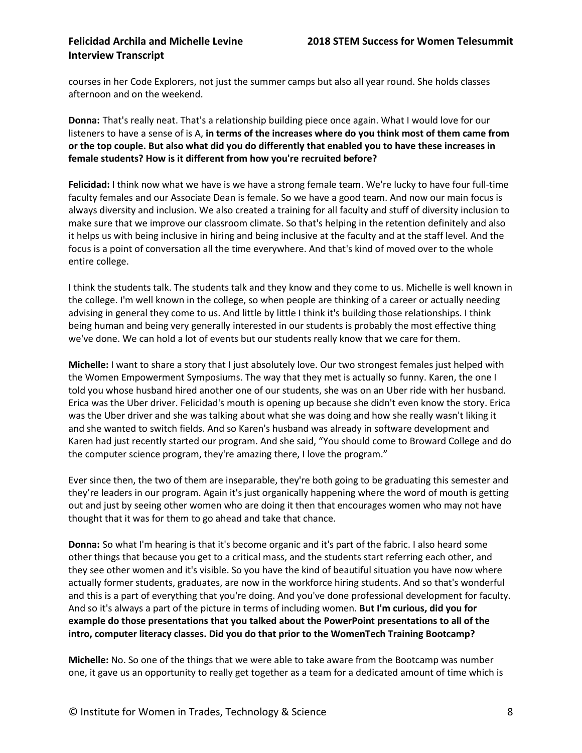courses in her Code Explorers, not just the summer camps but also all year round. She holds classes afternoon and on the weekend.

**Donna:** That's really neat. That's a relationship building piece once again. What I would love for our listeners to have a sense of is A, **in terms of the increases where do you think most of them came from or the top couple. But also what did you do differently that enabled you to have these increases in female students? How is it different from how you're recruited before?**

**Felicidad:** I think now what we have is we have a strong female team. We're lucky to have four full-time faculty females and our Associate Dean is female. So we have a good team. And now our main focus is always diversity and inclusion. We also created a training for all faculty and stuff of diversity inclusion to make sure that we improve our classroom climate. So that's helping in the retention definitely and also it helps us with being inclusive in hiring and being inclusive at the faculty and at the staff level. And the focus is a point of conversation all the time everywhere. And that's kind of moved over to the whole entire college.

I think the students talk. The students talk and they know and they come to us. Michelle is well known in the college. I'm well known in the college, so when people are thinking of a career or actually needing advising in general they come to us. And little by little I think it's building those relationships. I think being human and being very generally interested in our students is probably the most effective thing we've done. We can hold a lot of events but our students really know that we care for them.

**Michelle:** I want to share a story that I just absolutely love. Our two strongest females just helped with the Women Empowerment Symposiums. The way that they met is actually so funny. Karen, the one I told you whose husband hired another one of our students, she was on an Uber ride with her husband. Erica was the Uber driver. Felicidad's mouth is opening up because she didn't even know the story. Erica was the Uber driver and she was talking about what she was doing and how she really wasn't liking it and she wanted to switch fields. And so Karen's husband was already in software development and Karen had just recently started our program. And she said, "You should come to Broward College and do the computer science program, they're amazing there, I love the program."

Ever since then, the two of them are inseparable, they're both going to be graduating this semester and they're leaders in our program. Again it's just organically happening where the word of mouth is getting out and just by seeing other women who are doing it then that encourages women who may not have thought that it was for them to go ahead and take that chance.

**Donna:** So what I'm hearing is that it's become organic and it's part of the fabric. I also heard some other things that because you get to a critical mass, and the students start referring each other, and they see other women and it's visible. So you have the kind of beautiful situation you have now where actually former students, graduates, are now in the workforce hiring students. And so that's wonderful and this is a part of everything that you're doing. And you've done professional development for faculty. And so it's always a part of the picture in terms of including women. **But I'm curious, did you for example do those presentations that you talked about the PowerPoint presentations to all of the intro, computer literacy classes. Did you do that prior to the WomenTech Training Bootcamp?**

**Michelle:** No. So one of the things that we were able to take aware from the Bootcamp was number one, it gave us an opportunity to really get together as a team for a dedicated amount of time which is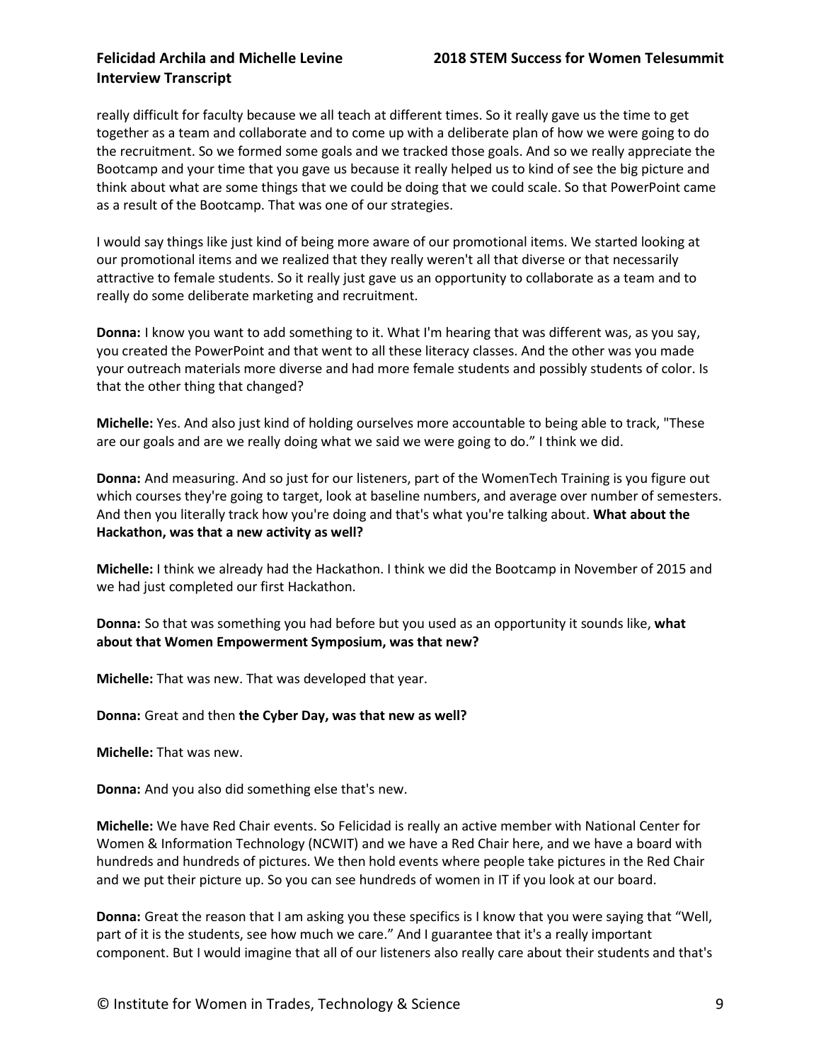really difficult for faculty because we all teach at different times. So it really gave us the time to get together as a team and collaborate and to come up with a deliberate plan of how we were going to do the recruitment. So we formed some goals and we tracked those goals. And so we really appreciate the Bootcamp and your time that you gave us because it really helped us to kind of see the big picture and think about what are some things that we could be doing that we could scale. So that PowerPoint came as a result of the Bootcamp. That was one of our strategies.

I would say things like just kind of being more aware of our promotional items. We started looking at our promotional items and we realized that they really weren't all that diverse or that necessarily attractive to female students. So it really just gave us an opportunity to collaborate as a team and to really do some deliberate marketing and recruitment.

**Donna:** I know you want to add something to it. What I'm hearing that was different was, as you say, you created the PowerPoint and that went to all these literacy classes. And the other was you made your outreach materials more diverse and had more female students and possibly students of color. Is that the other thing that changed?

**Michelle:** Yes. And also just kind of holding ourselves more accountable to being able to track, "These are our goals and are we really doing what we said we were going to do." I think we did.

**Donna:** And measuring. And so just for our listeners, part of the WomenTech Training is you figure out which courses they're going to target, look at baseline numbers, and average over number of semesters. And then you literally track how you're doing and that's what you're talking about. **What about the Hackathon, was that a new activity as well?**

**Michelle:** I think we already had the Hackathon. I think we did the Bootcamp in November of 2015 and we had just completed our first Hackathon.

**Donna:** So that was something you had before but you used as an opportunity it sounds like, **what about that Women Empowerment Symposium, was that new?**

**Michelle:** That was new. That was developed that year.

**Donna:** Great and then **the Cyber Day, was that new as well?**

**Michelle:** That was new.

**Donna:** And you also did something else that's new.

**Michelle:** We have Red Chair events. So Felicidad is really an active member with National Center for Women & Information Technology (NCWIT) and we have a Red Chair here, and we have a board with hundreds and hundreds of pictures. We then hold events where people take pictures in the Red Chair and we put their picture up. So you can see hundreds of women in IT if you look at our board.

**Donna:** Great the reason that I am asking you these specifics is I know that you were saying that "Well, part of it is the students, see how much we care." And I guarantee that it's a really important component. But I would imagine that all of our listeners also really care about their students and that's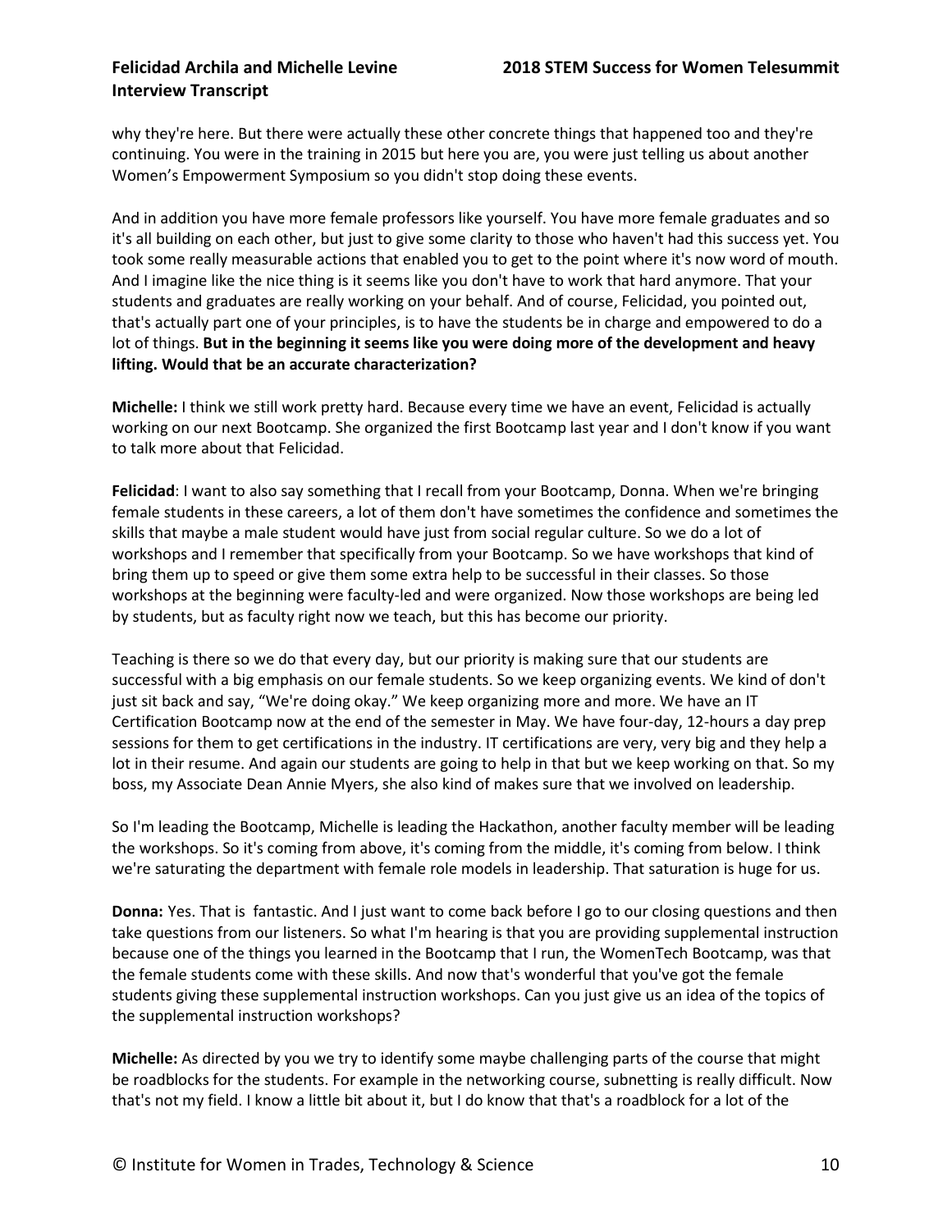why they're here. But there were actually these other concrete things that happened too and they're continuing. You were in the training in 2015 but here you are, you were just telling us about another Women's Empowerment Symposium so you didn't stop doing these events.

And in addition you have more female professors like yourself. You have more female graduates and so it's all building on each other, but just to give some clarity to those who haven't had this success yet. You took some really measurable actions that enabled you to get to the point where it's now word of mouth. And I imagine like the nice thing is it seems like you don't have to work that hard anymore. That your students and graduates are really working on your behalf. And of course, Felicidad, you pointed out, that's actually part one of your principles, is to have the students be in charge and empowered to do a lot of things. **But in the beginning it seems like you were doing more of the development and heavy lifting. Would that be an accurate characterization?**

**Michelle:** I think we still work pretty hard. Because every time we have an event, Felicidad is actually working on our next Bootcamp. She organized the first Bootcamp last year and I don't know if you want to talk more about that Felicidad.

**Felicidad**: I want to also say something that I recall from your Bootcamp, Donna. When we're bringing female students in these careers, a lot of them don't have sometimes the confidence and sometimes the skills that maybe a male student would have just from social regular culture. So we do a lot of workshops and I remember that specifically from your Bootcamp. So we have workshops that kind of bring them up to speed or give them some extra help to be successful in their classes. So those workshops at the beginning were faculty-led and were organized. Now those workshops are being led by students, but as faculty right now we teach, but this has become our priority.

Teaching is there so we do that every day, but our priority is making sure that our students are successful with a big emphasis on our female students. So we keep organizing events. We kind of don't just sit back and say, "We're doing okay." We keep organizing more and more. We have an IT Certification Bootcamp now at the end of the semester in May. We have four-day, 12-hours a day prep sessions for them to get certifications in the industry. IT certifications are very, very big and they help a lot in their resume. And again our students are going to help in that but we keep working on that. So my boss, my Associate Dean Annie Myers, she also kind of makes sure that we involved on leadership.

So I'm leading the Bootcamp, Michelle is leading the Hackathon, another faculty member will be leading the workshops. So it's coming from above, it's coming from the middle, it's coming from below. I think we're saturating the department with female role models in leadership. That saturation is huge for us.

**Donna:** Yes. That is fantastic. And I just want to come back before I go to our closing questions and then take questions from our listeners. So what I'm hearing is that you are providing supplemental instruction because one of the things you learned in the Bootcamp that I run, the WomenTech Bootcamp, was that the female students come with these skills. And now that's wonderful that you've got the female students giving these supplemental instruction workshops. Can you just give us an idea of the topics of the supplemental instruction workshops?

**Michelle:** As directed by you we try to identify some maybe challenging parts of the course that might be roadblocks for the students. For example in the networking course, subnetting is really difficult. Now that's not my field. I know a little bit about it, but I do know that that's a roadblock for a lot of the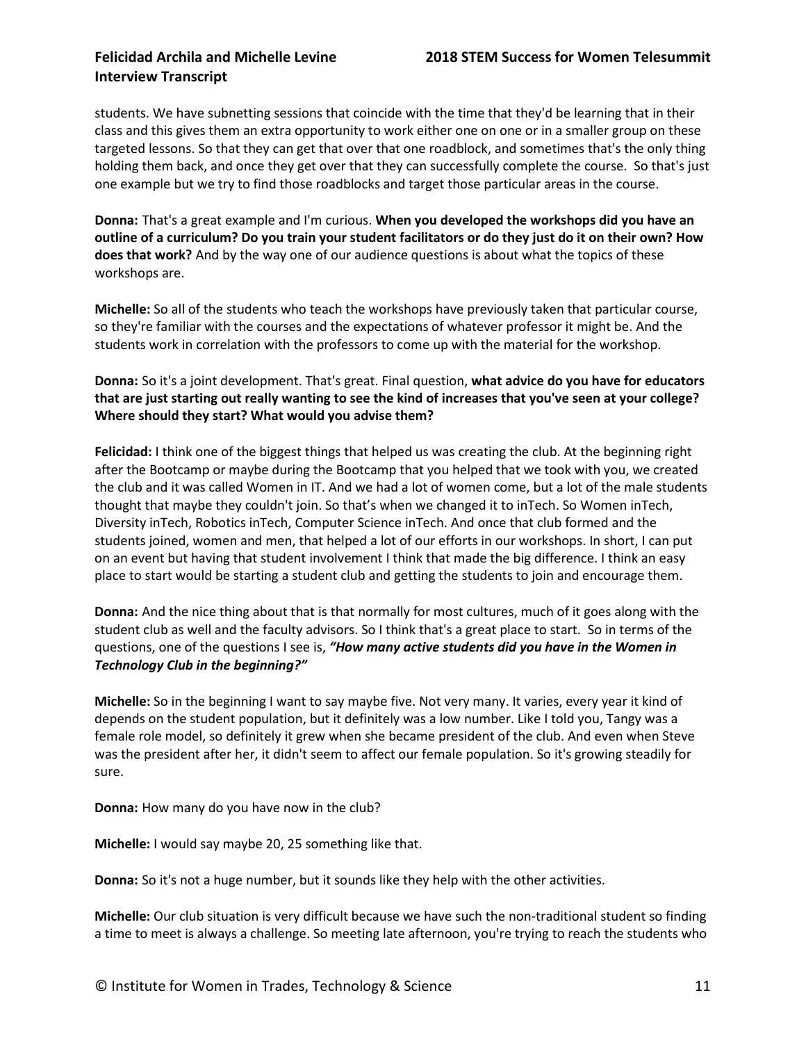students. We have subnetting sessions that coincide with the time that they'd be learning that in their class and this gives them an extra opportunity to work either one on one or in a smaller group on these targeted lessons. So that they can get that over that one roadblock, and sometimes that's the only thing holding them back, and once they get over that they can successfully complete the course. So that's just one example but we try to find those roadblocks and target those particular areas in the course.

**Donna:** That's a great example and I'm curious. **When you developed the workshops did you have an outline of a curriculum? Do you train your student facilitators or do they just do it on their own? How does that work?** And by the way one of our audience questions is about what the topics of these workshops are.

**Michelle:** So all of the students who teach the workshops have previously taken that particular course, so they're familiar with the courses and the expectations of whatever professor it might be. And the students work in correlation with the professors to come up with the material for the workshop.

**Donna:** So it's a joint development. That's great. Final question, **what advice do you have for educators that are just starting out really wanting to see the kind of increases that you've seen at your college? Where should they start? What would you advise them?**

**Felicidad:** I think one of the biggest things that helped us was creating the club. At the beginning right after the Bootcamp or maybe during the Bootcamp that you helped that we took with you, we created the club and it was called Women in IT. And we had a lot of women come, but a lot of the male students thought that maybe they couldn't join. So that's when we changed it to inTech. So Women inTech, Diversity inTech, Robotics inTech, Computer Science inTech. And once that club formed and the students joined, women and men, that helped a lot of our efforts in our workshops. In short, I can put on an event but having that student involvement I think that made the big difference. I think an easy place to start would be starting a student club and getting the students to join and encourage them.

**Donna:** And the nice thing about that is that normally for most cultures, much of it goes along with the student club as well and the faculty advisors. So I think that's a great place to start. So in terms of the questions, one of the questions I see is, ***"How many active students did you have in the Women in Technology Club in the beginning?"***

**Michelle:** So in the beginning I want to say maybe five. Not very many. It varies, every year it kind of depends on the student population, but it definitely was a low number. Like I told you, Tangy was a female role model, so definitely it grew when she became president of the club. And even when Steve was the president after her, it didn't seem to affect our female population. So it's growing steadily for sure.

**Donna:** How many do you have now in the club?

**Michelle:** I would say maybe 20, 25 something like that.

**Donna:** So it's not a huge number, but it sounds like they help with the other activities.

**Michelle:** Our club situation is very difficult because we have such the non-traditional student so finding a time to meet is always a challenge. So meeting late afternoon, you're trying to reach the students who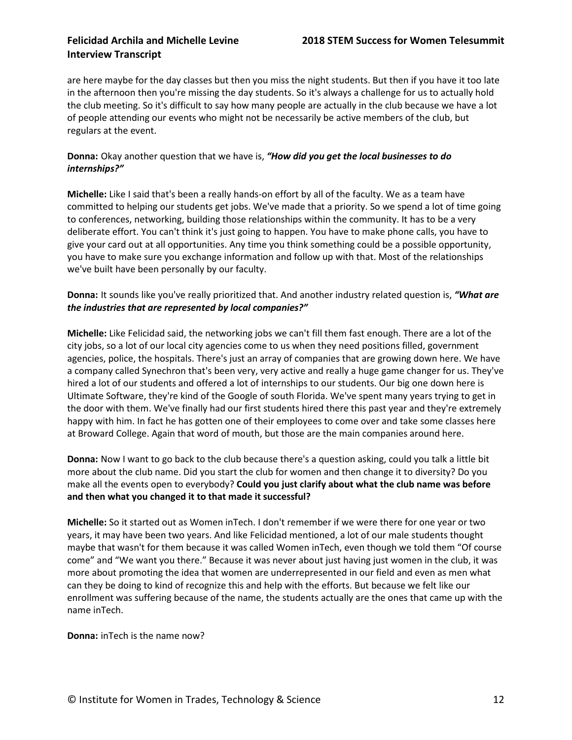are here maybe for the day classes but then you miss the night students. But then if you have it too late in the afternoon then you're missing the day students. So it's always a challenge for us to actually hold the club meeting. So it's difficult to say how many people are actually in the club because we have a lot of people attending our events who might not be necessarily be active members of the club, but regulars at the event.

**Donna:** Okay another question that we have is, ***"How did you get the local businesses to do internships?"***

**Michelle:** Like I said that's been a really hands-on effort by all of the faculty. We as a team have committed to helping our students get jobs. We've made that a priority. So we spend a lot of time going to conferences, networking, building those relationships within the community. It has to be a very deliberate effort. You can't think it's just going to happen. You have to make phone calls, you have to give your card out at all opportunities. Any time you think something could be a possible opportunity, you have to make sure you exchange information and follow up with that. Most of the relationships we've built have been personally by our faculty.

**Donna:** It sounds like you've really prioritized that. And another industry related question is, ***"What are the industries that are represented by local companies?"***

**Michelle:** Like Felicidad said, the networking jobs we can't fill them fast enough. There are a lot of the city jobs, so a lot of our local city agencies come to us when they need positions filled, government agencies, police, the hospitals. There's just an array of companies that are growing down here. We have a company called Synechron that's been very, very active and really a huge game changer for us. They've hired a lot of our students and offered a lot of internships to our students. Our big one down here is Ultimate Software, they're kind of the Google of south Florida. We've spent many years trying to get in the door with them. We've finally had our first students hired there this past year and they're extremely happy with him. In fact he has gotten one of their employees to come over and take some classes here at Broward College. Again that word of mouth, but those are the main companies around here.

**Donna:** Now I want to go back to the club because there's a question asking, could you talk a little bit more about the club name. Did you start the club for women and then change it to diversity? Do you make all the events open to everybody? **Could you just clarify about what the club name was before and then what you changed it to that made it successful?**

**Michelle:** So it started out as Women inTech. I don't remember if we were there for one year or two years, it may have been two years. And like Felicidad mentioned, a lot of our male students thought maybe that wasn't for them because it was called Women inTech, even though we told them "Of course come" and "We want you there." Because it was never about just having just women in the club, it was more about promoting the idea that women are underrepresented in our field and even as men what can they be doing to kind of recognize this and help with the efforts. But because we felt like our enrollment was suffering because of the name, the students actually are the ones that came up with the name inTech.

**Donna:** inTech is the name now?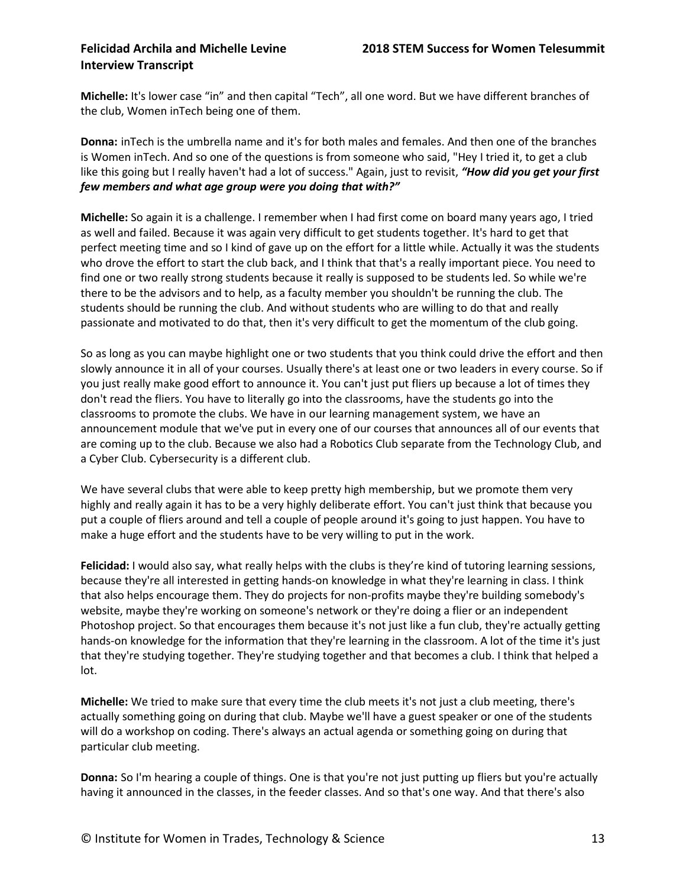**Michelle:** It's lower case “in” and then capital “Tech”, all one word. But we have different branches of the club, Women inTech being one of them.

**Donna:** inTech is the umbrella name and it's for both males and females. And then one of the branches is Women inTech. And so one of the questions is from someone who said, "Hey I tried it, to get a club like this going but I really haven't had a lot of success." Again, just to revisit, ***“How did you get your first few members and what age group were you doing that with?”***

**Michelle:** So again it is a challenge. I remember when I had first come on board many years ago, I tried as well and failed. Because it was again very difficult to get students together. It's hard to get that perfect meeting time and so I kind of gave up on the effort for a little while. Actually it was the students who drove the effort to start the club back, and I think that that's a really important piece. You need to find one or two really strong students because it really is supposed to be students led. So while we're there to be the advisors and to help, as a faculty member you shouldn't be running the club. The students should be running the club. And without students who are willing to do that and really passionate and motivated to do that, then it's very difficult to get the momentum of the club going.

So as long as you can maybe highlight one or two students that you think could drive the effort and then slowly announce it in all of your courses. Usually there's at least one or two leaders in every course. So if you just really make good effort to announce it. You can't just put fliers up because a lot of times they don't read the fliers. You have to literally go into the classrooms, have the students go into the classrooms to promote the clubs. We have in our learning management system, we have an announcement module that we've put in every one of our courses that announces all of our events that are coming up to the club. Because we also had a Robotics Club separate from the Technology Club, and a Cyber Club. Cybersecurity is a different club.

We have several clubs that were able to keep pretty high membership, but we promote them very highly and really again it has to be a very highly deliberate effort. You can't just think that because you put a couple of fliers around and tell a couple of people around it's going to just happen. You have to make a huge effort and the students have to be very willing to put in the work.

**Felicidad:** I would also say, what really helps with the clubs is they’re kind of tutoring learning sessions, because they're all interested in getting hands-on knowledge in what they're learning in class. I think that also helps encourage them. They do projects for non-profits maybe they're building somebody's website, maybe they're working on someone's network or they're doing a flier or an independent Photoshop project. So that encourages them because it's not just like a fun club, they're actually getting hands-on knowledge for the information that they're learning in the classroom. A lot of the time it's just that they're studying together. They're studying together and that becomes a club. I think that helped a lot.

**Michelle:** We tried to make sure that every time the club meets it's not just a club meeting, there's actually something going on during that club. Maybe we'll have a guest speaker or one of the students will do a workshop on coding. There's always an actual agenda or something going on during that particular club meeting.

**Donna:** So I'm hearing a couple of things. One is that you're not just putting up fliers but you're actually having it announced in the classes, in the feeder classes. And so that's one way. And that there's also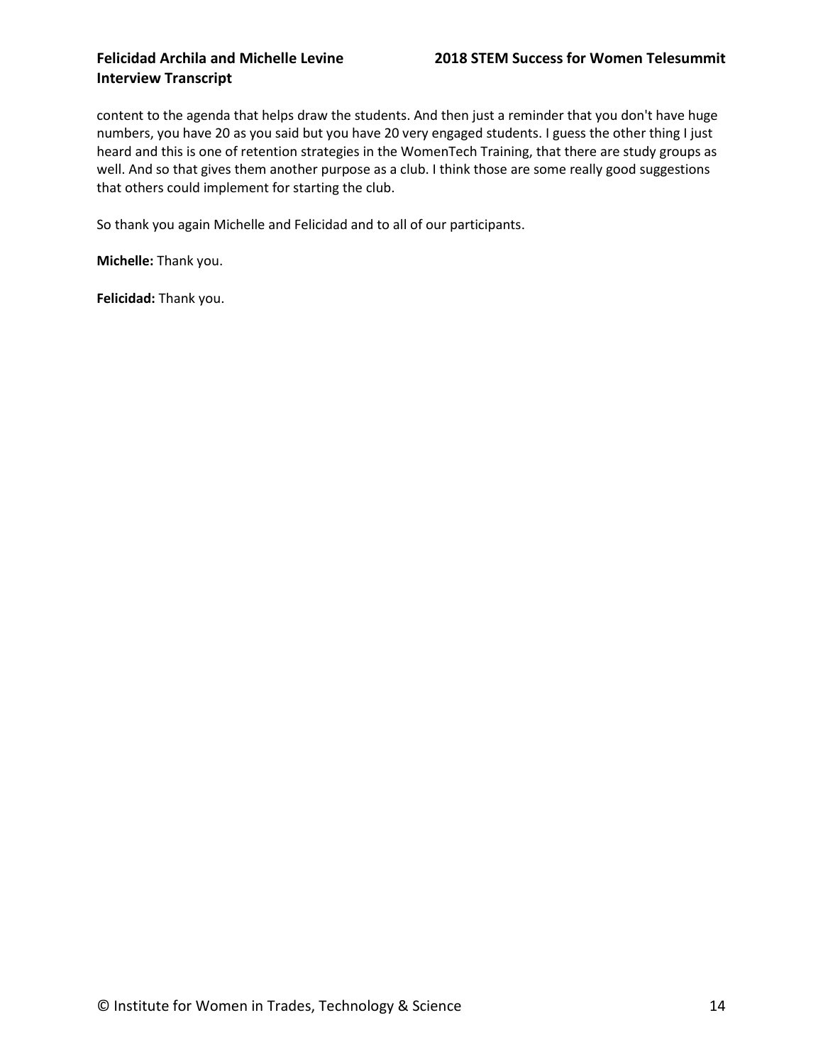content to the agenda that helps draw the students. And then just a reminder that you don't have huge numbers, you have 20 as you said but you have 20 very engaged students. I guess the other thing I just heard and this is one of retention strategies in the WomenTech Training, that there are study groups as well. And so that gives them another purpose as a club. I think those are some really good suggestions that others could implement for starting the club.

So thank you again Michelle and Felicidad and to all of our participants.

**Michelle:** Thank you.

**Felicidad:** Thank you.